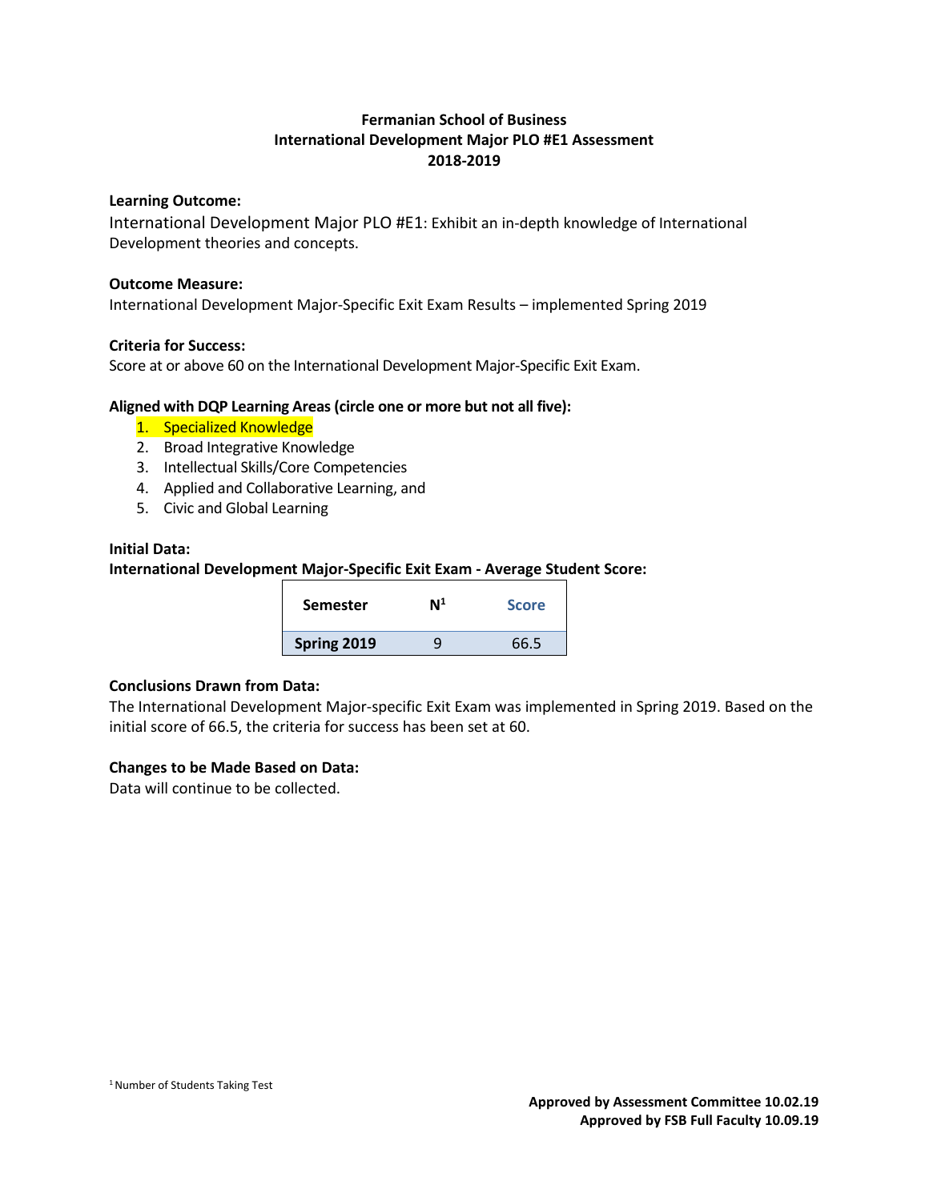**Fermanian School of Business**
**International Development Major PLO #E1 Assessment**
**2018-2019**

**Learning Outcome:**

International Development Major PLO #E1: Exhibit an in-depth knowledge of International Development theories and concepts.

**Outcome Measure:**

International Development Major-Specific Exit Exam Results – implemented Spring 2019

**Criteria for Success:**

Score at or above 60 on the International Development Major-Specific Exit Exam.

**Aligned with DQP Learning Areas (circle one or more but not all five):**

1. Specialized Knowledge
2. Broad Integrative Knowledge
3. Intellectual Skills/Core Competencies
4. Applied and Collaborative Learning, and
5. Civic and Global Learning

**Initial Data:**

**International Development Major-Specific Exit Exam - Average Student Score:**

| Semester | N[1] | Score |
|---|---|---|
| **Spring 2019** | 9 | 66.5 |

**Conclusions Drawn from Data:**

The International Development Major-specific Exit Exam was implemented in Spring 2019. Based on the initial score of 66.5, the criteria for success has been set at 60.

**Changes to be Made Based on Data:**

Data will continue to be collected.

[1] Number of Students Taking Test

**Approved by Assessment Committee 10.02.19**
**Approved by FSB Full Faculty 10.09.19**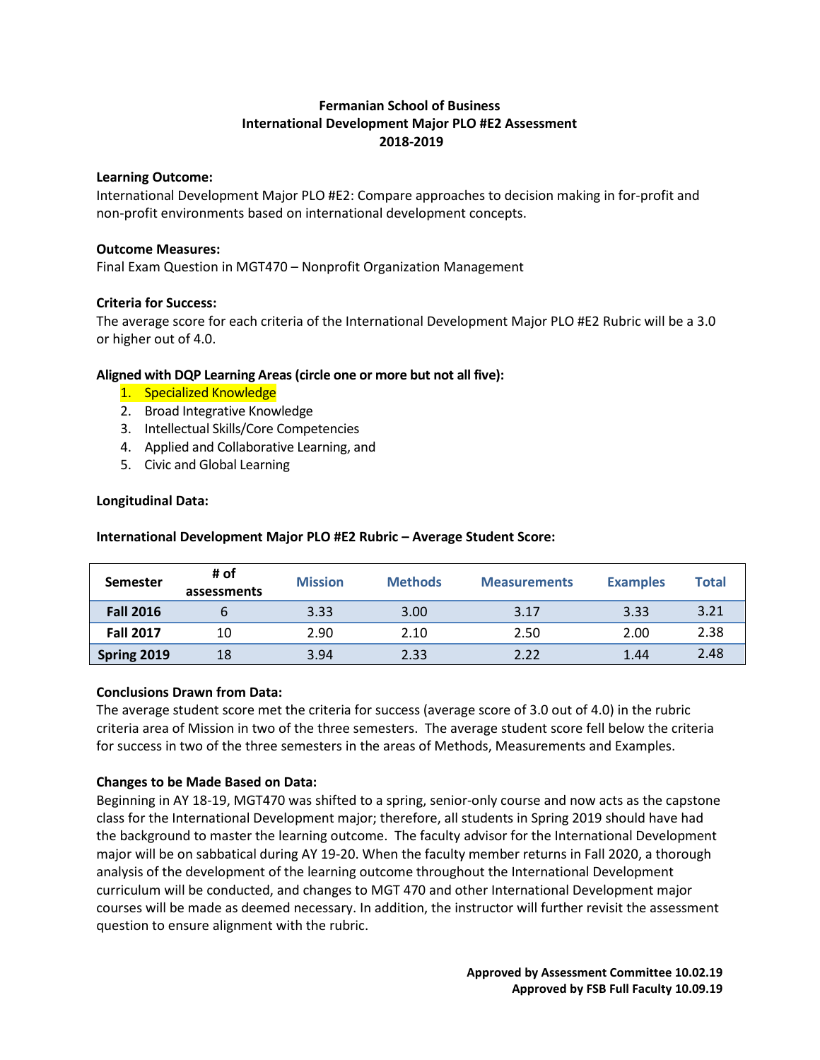**Fermanian School of Business**
**International Development Major PLO #E2 Assessment**
**2018-2019**

**Learning Outcome:**
International Development Major PLO #E2: Compare approaches to decision making in for-profit and non-profit environments based on international development concepts.

**Outcome Measures:**
Final Exam Question in MGT470 – Nonprofit Organization Management

**Criteria for Success:**
The average score for each criteria of the International Development Major PLO #E2 Rubric will be a 3.0 or higher out of 4.0.

**Aligned with DQP Learning Areas (circle one or more but not all five):**

1. Specialized Knowledge
2. Broad Integrative Knowledge
3. Intellectual Skills/Core Competencies
4. Applied and Collaborative Learning, and
5. Civic and Global Learning

**Longitudinal Data:**

**International Development Major PLO #E2 Rubric – Average Student Score:**

| Semester | # of assessments | Mission | Methods | Measurements | Examples | Total |
|---|---|---|---|---|---|---|
| **Fall 2016** | 6 | 3.33 | 3.00 | 3.17 | 3.33 | 3.21 |
| **Fall 2017** | 10 | 2.90 | 2.10 | 2.50 | 2.00 | 2.38 |
| **Spring 2019** | 18 | 3.94 | 2.33 | 2.22 | 1.44 | 2.48 |

**Conclusions Drawn from Data:**
The average student score met the criteria for success (average score of 3.0 out of 4.0) in the rubric criteria area of Mission in two of the three semesters. The average student score fell below the criteria for success in two of the three semesters in the areas of Methods, Measurements and Examples.

**Changes to be Made Based on Data:**
Beginning in AY 18-19, MGT470 was shifted to a spring, senior-only course and now acts as the capstone class for the International Development major; therefore, all students in Spring 2019 should have had the background to master the learning outcome. The faculty advisor for the International Development major will be on sabbatical during AY 19-20. When the faculty member returns in Fall 2020, a thorough analysis of the development of the learning outcome throughout the International Development curriculum will be conducted, and changes to MGT 470 and other International Development major courses will be made as deemed necessary. In addition, the instructor will further revisit the assessment question to ensure alignment with the rubric.

**Approved by Assessment Committee 10.02.19**
**Approved by FSB Full Faculty 10.09.19**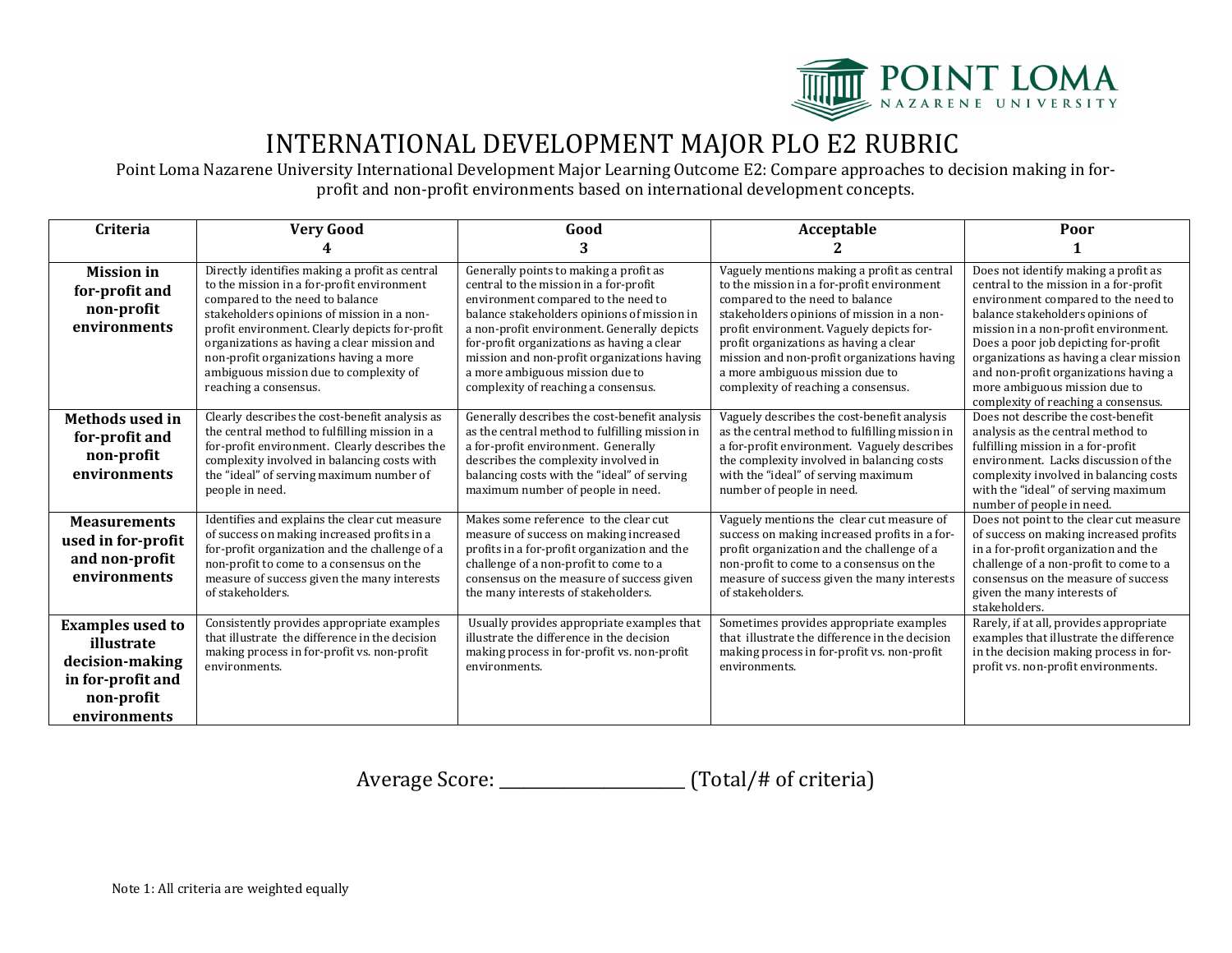# INTERNATIONAL DEVELOPMENT MAJOR PLO E2 RUBRIC

Point Loma Nazarene University International Development Major Learning Outcome E2: Compare approaches to decision making in for-profit and non-profit environments based on international development concepts.

| Criteria | Very Good 4 | Good 3 | Acceptable 2 | Poor 1 |
|---|---|---|---|---|
| **Mission in for-profit and non-profit environments** | Directly identifies making a profit as central to the mission in a for-profit environment compared to the need to balance stakeholders opinions of mission in a non-profit environment. Clearly depicts for-profit organizations as having a clear mission and non-profit organizations having a more ambiguous mission due to complexity of reaching a consensus. | Generally points to making a profit as central to the mission in a for-profit environment compared to the need to balance stakeholders opinions of mission in a non-profit environment. Generally depicts for-profit organizations as having a clear mission and non-profit organizations having a more ambiguous mission due to complexity of reaching a consensus. | Vaguely mentions making a profit as central to the mission in a for-profit environment compared to the need to balance stakeholders opinions of mission in a non-profit environment. Vaguely depicts for-profit organizations as having a clear mission and non-profit organizations having a more ambiguous mission due to complexity of reaching a consensus. | Does not identify making a profit as central to the mission in a for-profit environment compared to the need to balance stakeholders opinions of mission in a non-profit environment. Does a poor job depicting for-profit organizations as having a clear mission and non-profit organizations having a more ambiguous mission due to complexity of reaching a consensus. |
| **Methods used in for-profit and non-profit environments** | Clearly describes the cost-benefit analysis as the central method to fulfilling mission in a for-profit environment. Clearly describes the complexity involved in balancing costs with the "ideal" of serving maximum number of people in need. | Generally describes the cost-benefit analysis as the central method to fulfilling mission in a for-profit environment. Generally describes the complexity involved in balancing costs with the "ideal" of serving maximum number of people in need. | Vaguely describes the cost-benefit analysis as the central method to fulfilling mission in a for-profit environment. Vaguely describes the complexity involved in balancing costs with the "ideal" of serving maximum number of people in need. | Does not describe the cost-benefit analysis as the central method to fulfilling mission in a for-profit environment. Lacks discussion of the complexity involved in balancing costs with the "ideal" of serving maximum number of people in need. |
| **Measurements used in for-profit and non-profit environments** | Identifies and explains the clear cut measure of success on making increased profits in a for-profit organization and the challenge of a non-profit to come to a consensus on the measure of success given the many interests of stakeholders. | Makes some reference to the clear cut measure of success on making increased profits in a for-profit organization and the challenge of a non-profit to come to a consensus on the measure of success given the many interests of stakeholders. | Vaguely mentions the clear cut measure of success on making increased profits in a for-profit organization and the challenge of a non-profit to come to a consensus on the measure of success given the many interests of stakeholders. | Does not point to the clear cut measure of success on making increased profits in a for-profit organization and the challenge of a non-profit to come to a consensus on the measure of success given the many interests of stakeholders. |
| **Examples used to illustrate decision-making in for-profit and non-profit environments** | Consistently provides appropriate examples that illustrate the difference in the decision making process in for-profit vs. non-profit environments. | Usually provides appropriate examples that illustrate the difference in the decision making process in for-profit vs. non-profit environments. | Sometimes provides appropriate examples that illustrate the difference in the decision making process in for-profit vs. non-profit environments. | Rarely, if at all, provides appropriate examples that illustrate the difference in the decision making process in for-profit vs. non-profit environments. |

Average Score: ______________________ (Total/# of criteria)

Note 1: All criteria are weighted equally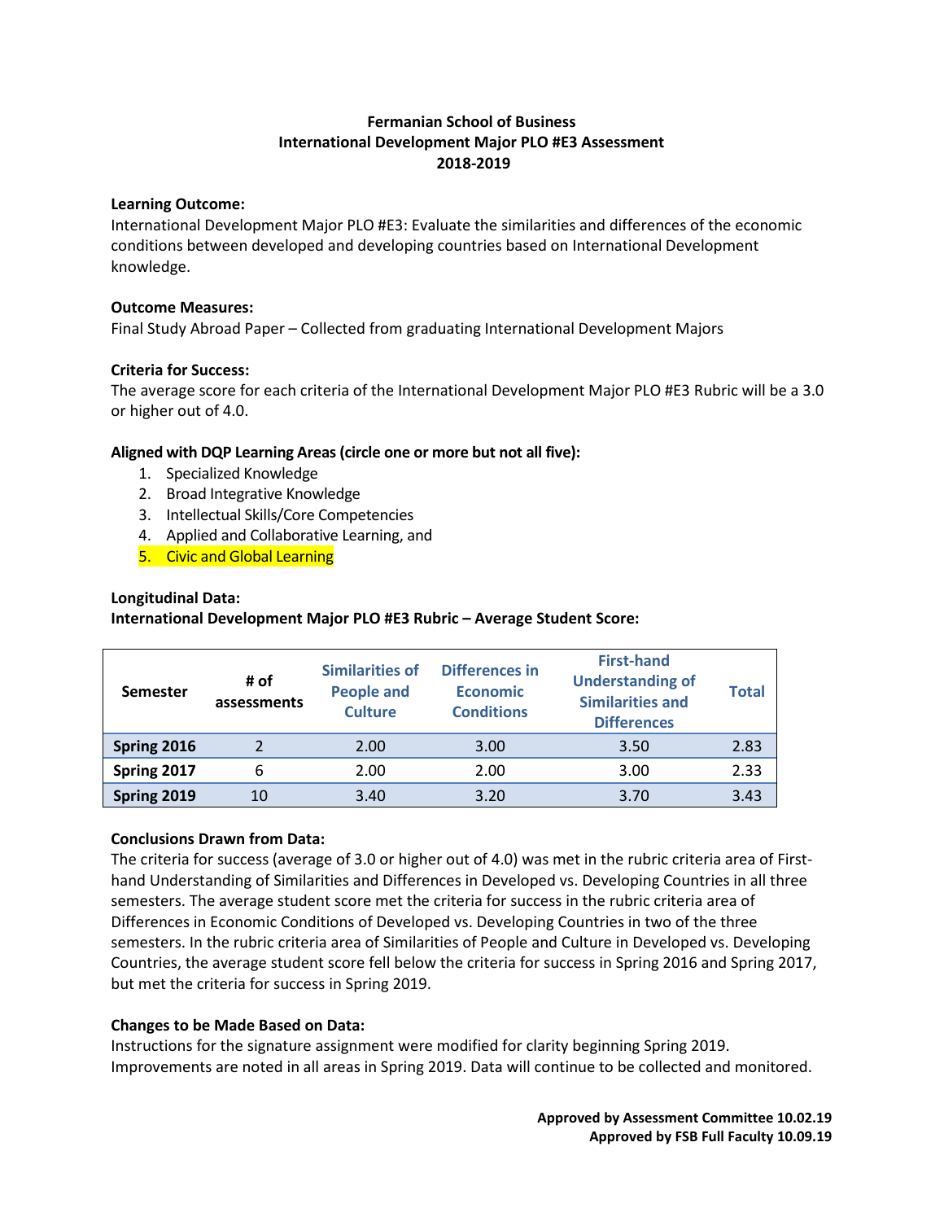**Fermanian School of Business**
**International Development Major PLO #E3 Assessment**
**2018-2019**

**Learning Outcome:**
International Development Major PLO #E3: Evaluate the similarities and differences of the economic conditions between developed and developing countries based on International Development knowledge.

**Outcome Measures:**
Final Study Abroad Paper – Collected from graduating International Development Majors

**Criteria for Success:**
The average score for each criteria of the International Development Major PLO #E3 Rubric will be a 3.0 or higher out of 4.0.

**Aligned with DQP Learning Areas (circle one or more but not all five):**

1. Specialized Knowledge
2. Broad Integrative Knowledge
3. Intellectual Skills/Core Competencies
4. Applied and Collaborative Learning, and
5. Civic and Global Learning

**Longitudinal Data:**
**International Development Major PLO #E3 Rubric – Average Student Score:**

| Semester | # of assessments | Similarities of People and Culture | Differences in Economic Conditions | First-hand Understanding of Similarities and Differences | Total |
|---|---|---|---|---|---|
| **Spring 2016** | 2 | 2.00 | 3.00 | 3.50 | 2.83 |
| **Spring 2017** | 6 | 2.00 | 2.00 | 3.00 | 2.33 |
| **Spring 2019** | 10 | 3.40 | 3.20 | 3.70 | 3.43 |

**Conclusions Drawn from Data:**
The criteria for success (average of 3.0 or higher out of 4.0) was met in the rubric criteria area of First-hand Understanding of Similarities and Differences in Developed vs. Developing Countries in all three semesters. The average student score met the criteria for success in the rubric criteria area of Differences in Economic Conditions of Developed vs. Developing Countries in two of the three semesters. In the rubric criteria area of Similarities of People and Culture in Developed vs. Developing Countries, the average student score fell below the criteria for success in Spring 2016 and Spring 2017, but met the criteria for success in Spring 2019.

**Changes to be Made Based on Data:**
Instructions for the signature assignment were modified for clarity beginning Spring 2019. Improvements are noted in all areas in Spring 2019. Data will continue to be collected and monitored.

**Approved by Assessment Committee 10.02.19**
**Approved by FSB Full Faculty 10.09.19**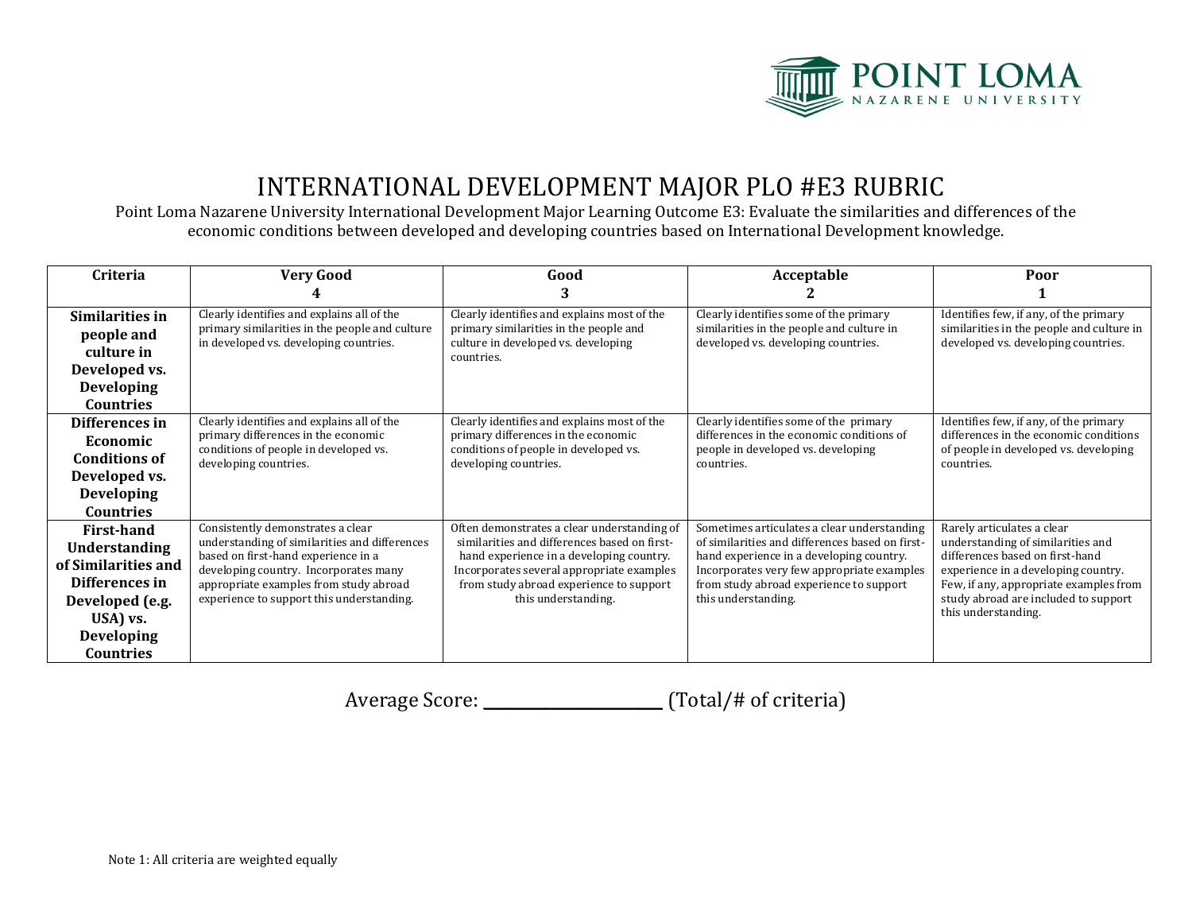# INTERNATIONAL DEVELOPMENT MAJOR PLO #E3 RUBRIC

Point Loma Nazarene University International Development Major Learning Outcome E3: Evaluate the similarities and differences of the economic conditions between developed and developing countries based on International Development knowledge.

| Criteria | Very Good 4 | Good 3 | Acceptable 2 | Poor 1 |
|---|---|---|---|---|
| **Similarities in people and culture in Developed vs. Developing Countries** | Clearly identifies and explains all of the primary similarities in the people and culture in developed vs. developing countries. | Clearly identifies and explains most of the primary similarities in the people and culture in developed vs. developing countries. | Clearly identifies some of the primary similarities in the people and culture in developed vs. developing countries. | Identifies few, if any, of the primary similarities in the people and culture in developed vs. developing countries. |
| **Differences in Economic Conditions of Developed vs. Developing Countries** | Clearly identifies and explains all of the primary differences in the economic conditions of people in developed vs. developing countries. | Clearly identifies and explains most of the primary differences in the economic conditions of people in developed vs. developing countries. | Clearly identifies some of the primary differences in the economic conditions of people in developed vs. developing countries. | Identifies few, if any, of the primary differences in the economic conditions of people in developed vs. developing countries. |
| **First-hand Understanding of Similarities and Differences in Developed (e.g. USA) vs. Developing Countries** | Consistently demonstrates a clear understanding of similarities and differences based on first-hand experience in a developing country. Incorporates many appropriate examples from study abroad experience to support this understanding. | Often demonstrates a clear understanding of similarities and differences based on first-hand experience in a developing country. Incorporates several appropriate examples from study abroad experience to support this understanding. | Sometimes articulates a clear understanding of similarities and differences based on first-hand experience in a developing country. Incorporates very few appropriate examples from study abroad experience to support this understanding. | Rarely articulates a clear understanding of similarities and differences based on first-hand experience in a developing country. Few, if any, appropriate examples from study abroad are included to support this understanding. |

Average Score: ______________________ (Total/# of criteria)

Note 1: All criteria are weighted equally